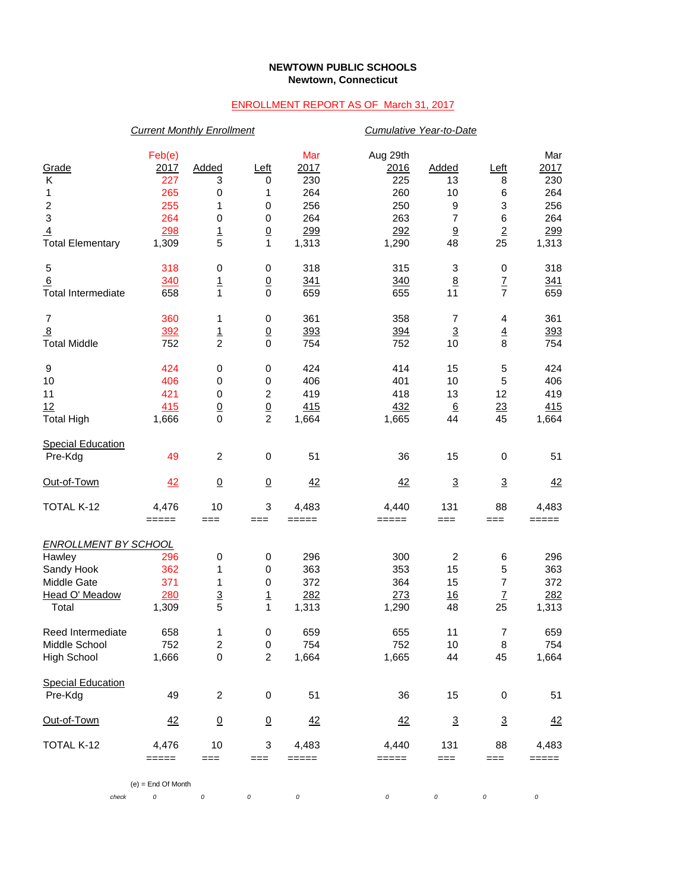**NEWTOWN PUBLIC SCHOOLS**
**Newtown, Connecticut**

ENROLLMENT REPORT AS OF March 31, 2017

| | *Current Monthly Enrollment* | | | | *Cumulative Year-to-Date* | | | |
|---|---|---|---|---|---|---|---|---|
| Grade | Feb(e) 2017 | Added | Left | Mar 2017 | Aug 29th 2016 | Added | Left | Mar 2017 |
| K | 227 | 3 | 0 | 230 | 225 | 13 | 8 | 230 |
| 1 | 265 | 0 | 1 | 264 | 260 | 10 | 6 | 264 |
| 2 | 255 | 1 | 0 | 256 | 250 | 9 | 3 | 256 |
| 3 | 264 | 0 | 0 | 264 | 263 | 7 | 6 | 264 |
| 4 | 298 | 1 | 0 | 299 | 292 | 9 | 2 | 299 |
| Total Elementary | 1,309 | 5 | 1 | 1,313 | 1,290 | 48 | 25 | 1,313 |
| 5 | 318 | 0 | 0 | 318 | 315 | 3 | 0 | 318 |
| 6 | 340 | 1 | 0 | 341 | 340 | 8 | 7 | 341 |
| Total Intermediate | 658 | 1 | 0 | 659 | 655 | 11 | 7 | 659 |
| 7 | 360 | 1 | 0 | 361 | 358 | 7 | 4 | 361 |
| 8 | 392 | 1 | 0 | 393 | 394 | 3 | 4 | 393 |
| Total Middle | 752 | 2 | 0 | 754 | 752 | 10 | 8 | 754 |
| 9 | 424 | 0 | 0 | 424 | 414 | 15 | 5 | 424 |
| 10 | 406 | 0 | 0 | 406 | 401 | 10 | 5 | 406 |
| 11 | 421 | 0 | 2 | 419 | 418 | 13 | 12 | 419 |
| 12 | 415 | 0 | 0 | 415 | 432 | 6 | 23 | 415 |
| Total High | 1,666 | 0 | 2 | 1,664 | 1,665 | 44 | 45 | 1,664 |
| Special Education Pre-Kdg | 49 | 2 | 0 | 51 | 36 | 15 | 0 | 51 |
| Out-of-Town | 42 | 0 | 0 | 42 | 42 | 3 | 3 | 42 |
| TOTAL K-12 | 4,476 | 10 | 3 | 4,483 | 4,440 | 131 | 88 | 4,483 |

| *ENROLLMENT BY SCHOOL* | Feb(e) 2017 | Added | Left | Mar 2017 | Aug 29th 2016 | Added | Left | Mar 2017 |
|---|---|---|---|---|---|---|---|---|
| Hawley | 296 | 0 | 0 | 296 | 300 | 2 | 6 | 296 |
| Sandy Hook | 362 | 1 | 0 | 363 | 353 | 15 | 5 | 363 |
| Middle Gate | 371 | 1 | 0 | 372 | 364 | 15 | 7 | 372 |
| Head O' Meadow | 280 | 3 | 1 | 282 | 273 | 16 | 7 | 282 |
| Total | 1,309 | 5 | 1 | 1,313 | 1,290 | 48 | 25 | 1,313 |
| Reed Intermediate | 658 | 1 | 0 | 659 | 655 | 11 | 7 | 659 |
| Middle School | 752 | 2 | 0 | 754 | 752 | 10 | 8 | 754 |
| High School | 1,666 | 0 | 2 | 1,664 | 1,665 | 44 | 45 | 1,664 |
| Special Education Pre-Kdg | 49 | 2 | 0 | 51 | 36 | 15 | 0 | 51 |
| Out-of-Town | 42 | 0 | 0 | 42 | 42 | 3 | 3 | 42 |
| TOTAL K-12 | 4,476 | 10 | 3 | 4,483 | 4,440 | 131 | 88 | 4,483 |

(e) = End Of Month

| check | 0 | 0 | 0 | 0 | 0 | 0 | 0 | 0 |
|---|---|---|---|---|---|---|---|---|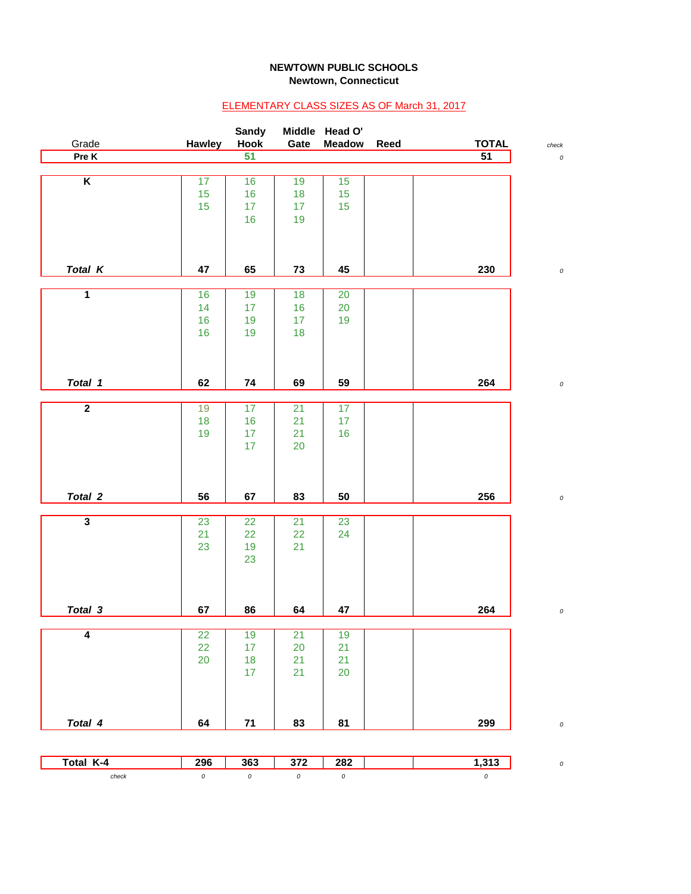**NEWTOWN PUBLIC SCHOOLS**
**Newtown, Connecticut**

ELEMENTARY CLASS SIZES AS OF March 31, 2017

| Grade | Hawley | Sandy Hook | Middle Gate | Head O' Meadow | Reed | TOTAL | check |
|---|---|---|---|---|---|---|---|
| **Pre K** | | 51 | | | | **51** | 0 |
| **K** | 17 | 16 | 19 | 15 | | | |
| | 15 | 16 | 18 | 15 | | | |
| | 15 | 17 | 17 | 15 | | | |
| | | 16 | 19 | | | | |
| ***Total K*** | **47** | **65** | **73** | **45** | | **230** | 0 |
| **1** | 16 | 19 | 18 | 20 | | | |
| | 14 | 17 | 16 | 20 | | | |
| | 16 | 19 | 17 | 19 | | | |
| | 16 | 19 | 18 | | | | |
| ***Total 1*** | **62** | **74** | **69** | **59** | | **264** | 0 |
| **2** | 19 | 17 | 21 | 17 | | | |
| | 18 | 16 | 21 | 17 | | | |
| | 19 | 17 | 21 | 16 | | | |
| | | 17 | 20 | | | | |
| ***Total 2*** | **56** | **67** | **83** | **50** | | **256** | 0 |
| **3** | 23 | 22 | 21 | 23 | | | |
| | 21 | 22 | 22 | 24 | | | |
| | 23 | 19 | 21 | | | | |
| | | 23 | | | | | |
| ***Total 3*** | **67** | **86** | **64** | **47** | | **264** | 0 |
| **4** | 22 | 19 | 21 | 19 | | | |
| | 22 | 17 | 20 | 21 | | | |
| | 20 | 18 | 21 | 21 | | | |
| | | 17 | 21 | 20 | | | |
| ***Total 4*** | **64** | **71** | **83** | **81** | | **299** | 0 |
| **Total K-4** | **296** | **363** | **372** | **282** | | **1,313** | 0 |
| *check* | *0* | *0* | *0* | *0* | | *0* | |